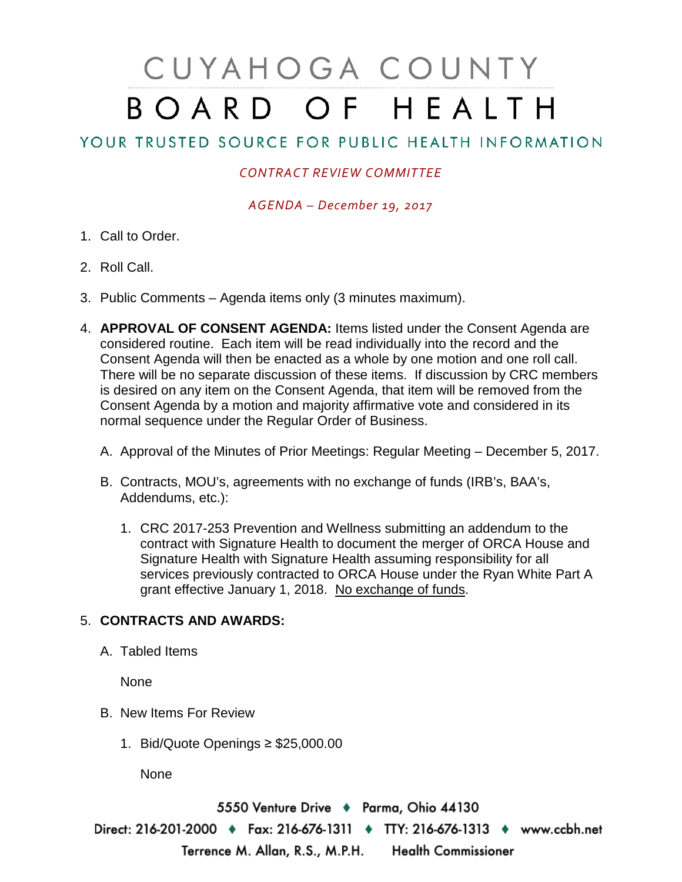# CUYAHOGA COUNTY BOARD OF HEALTH

## YOUR TRUSTED SOURCE FOR PUBLIC HEALTH INFORMATION

*CONTRACT REVIEW COMMITTEE*

*AGENDA – December 19, 2017*

1. Call to Order.

2. Roll Call.

3. Public Comments – Agenda items only (3 minutes maximum).

4. **APPROVAL OF CONSENT AGENDA:** Items listed under the Consent Agenda are considered routine. Each item will be read individually into the record and the Consent Agenda will then be enacted as a whole by one motion and one roll call. There will be no separate discussion of these items. If discussion by CRC members is desired on any item on the Consent Agenda, that item will be removed from the Consent Agenda by a motion and majority affirmative vote and considered in its normal sequence under the Regular Order of Business.

   A. Approval of the Minutes of Prior Meetings: Regular Meeting – December 5, 2017.

   B. Contracts, MOU's, agreements with no exchange of funds (IRB's, BAA's, Addendums, etc.):

      1. CRC 2017-253 Prevention and Wellness submitting an addendum to the contract with Signature Health to document the merger of ORCA House and Signature Health with Signature Health assuming responsibility for all services previously contracted to ORCA House under the Ryan White Part A grant effective January 1, 2018. No exchange of funds.

5. **CONTRACTS AND AWARDS:**

   A. Tabled Items

      None

   B. New Items For Review

      1. Bid/Quote Openings ≥ $25,000.00

         None

5550 Venture Drive ♦ Parma, Ohio 44130

Direct: 216-201-2000 ♦ Fax: 216-676-1311 ♦ TTY: 216-676-1313 ♦ www.ccbh.net

Terrence M. Allan, R.S., M.P.H. Health Commissioner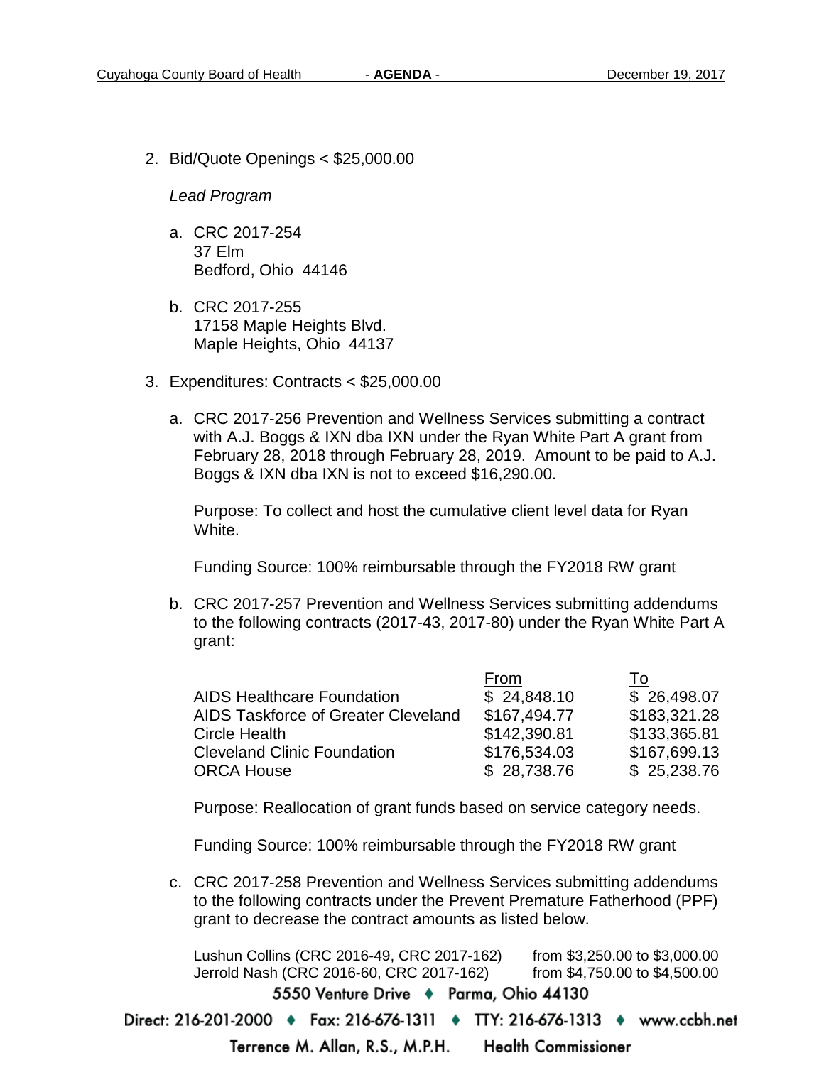2. Bid/Quote Openings < $25,000.00

   *Lead Program*

   a. CRC 2017-254
      37 Elm
      Bedford, Ohio 44146

   b. CRC 2017-255
      17158 Maple Heights Blvd.
      Maple Heights, Ohio 44137

3. Expenditures: Contracts < $25,000.00

   a. CRC 2017-256 Prevention and Wellness Services submitting a contract with A.J. Boggs & IXN dba IXN under the Ryan White Part A grant from February 28, 2018 through February 28, 2019. Amount to be paid to A.J. Boggs & IXN dba IXN is not to exceed $16,290.00.

      Purpose: To collect and host the cumulative client level data for Ryan White.

      Funding Source: 100% reimbursable through the FY2018 RW grant

   b. CRC 2017-257 Prevention and Wellness Services submitting addendums to the following contracts (2017-43, 2017-80) under the Ryan White Part A grant:

      | | From | To |
      |---|---|---|
      | AIDS Healthcare Foundation | $ 24,848.10 | $ 26,498.07 |
      | AIDS Taskforce of Greater Cleveland | $167,494.77 | $183,321.28 |
      | Circle Health | $142,390.81 | $133,365.81 |
      | Cleveland Clinic Foundation | $176,534.03 | $167,699.13 |
      | ORCA House | $ 28,738.76 | $ 25,238.76 |

      Purpose: Reallocation of grant funds based on service category needs.

      Funding Source: 100% reimbursable through the FY2018 RW grant

   c. CRC 2017-258 Prevention and Wellness Services submitting addendums to the following contracts under the Prevent Premature Fatherhood (PPF) grant to decrease the contract amounts as listed below.

      Lushun Collins (CRC 2016-49, CRC 2017-162) from $3,250.00 to $3,000.00
      Jerrold Nash (CRC 2016-60, CRC 2017-162) from $4,750.00 to $4,500.00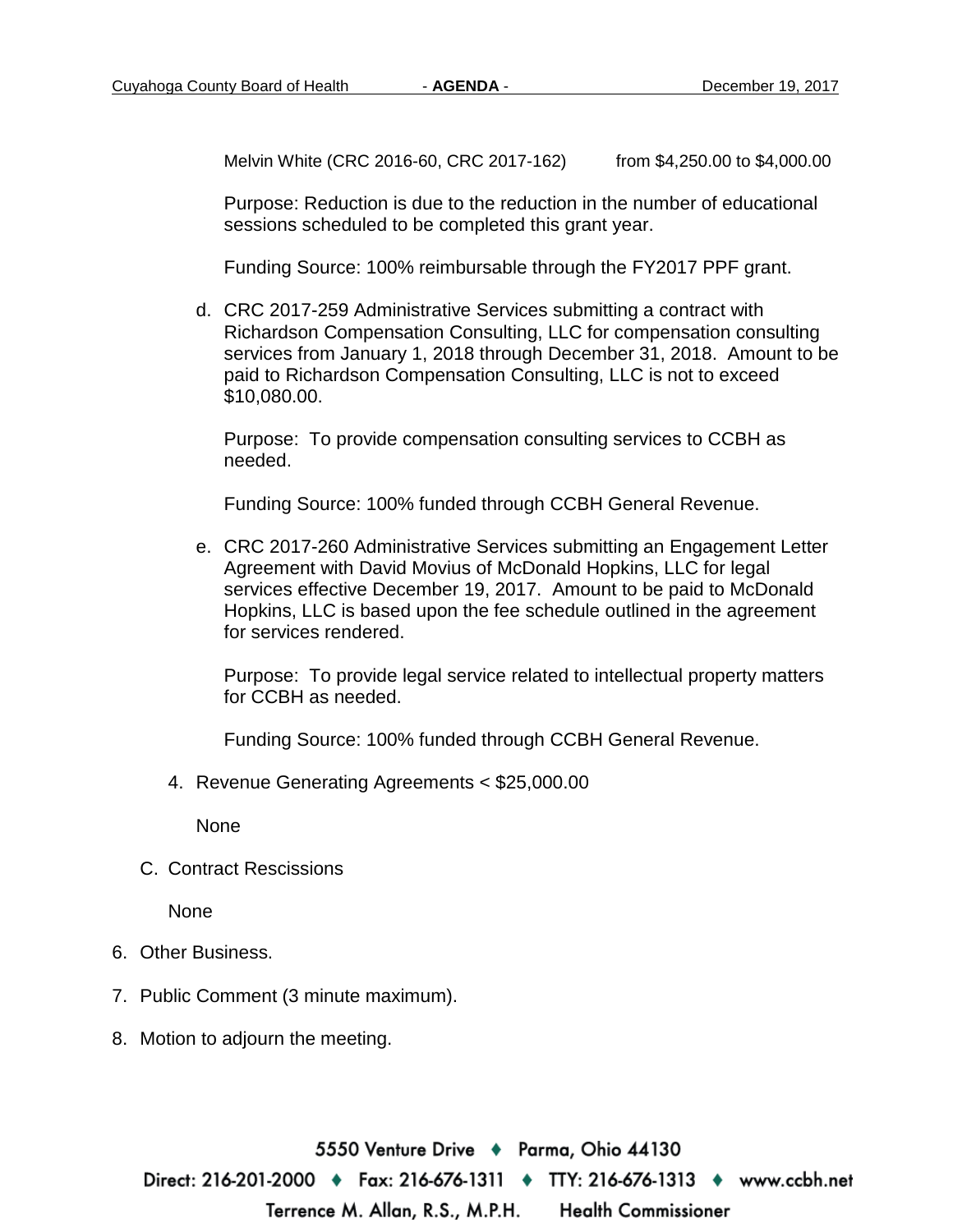Melvin White (CRC 2016-60, CRC 2017-162) from $4,250.00 to $4,000.00

Purpose: Reduction is due to the reduction in the number of educational sessions scheduled to be completed this grant year.

Funding Source: 100% reimbursable through the FY2017 PPF grant.

d. CRC 2017-259 Administrative Services submitting a contract with Richardson Compensation Consulting, LLC for compensation consulting services from January 1, 2018 through December 31, 2018. Amount to be paid to Richardson Compensation Consulting, LLC is not to exceed $10,080.00.

   Purpose: To provide compensation consulting services to CCBH as needed.

   Funding Source: 100% funded through CCBH General Revenue.

e. CRC 2017-260 Administrative Services submitting an Engagement Letter Agreement with David Movius of McDonald Hopkins, LLC for legal services effective December 19, 2017. Amount to be paid to McDonald Hopkins, LLC is based upon the fee schedule outlined in the agreement for services rendered.

   Purpose: To provide legal service related to intellectual property matters for CCBH as needed.

   Funding Source: 100% funded through CCBH General Revenue.

4. Revenue Generating Agreements < $25,000.00

   None

C. Contract Rescissions

   None

6. Other Business.
7. Public Comment (3 minute maximum).
8. Motion to adjourn the meeting.